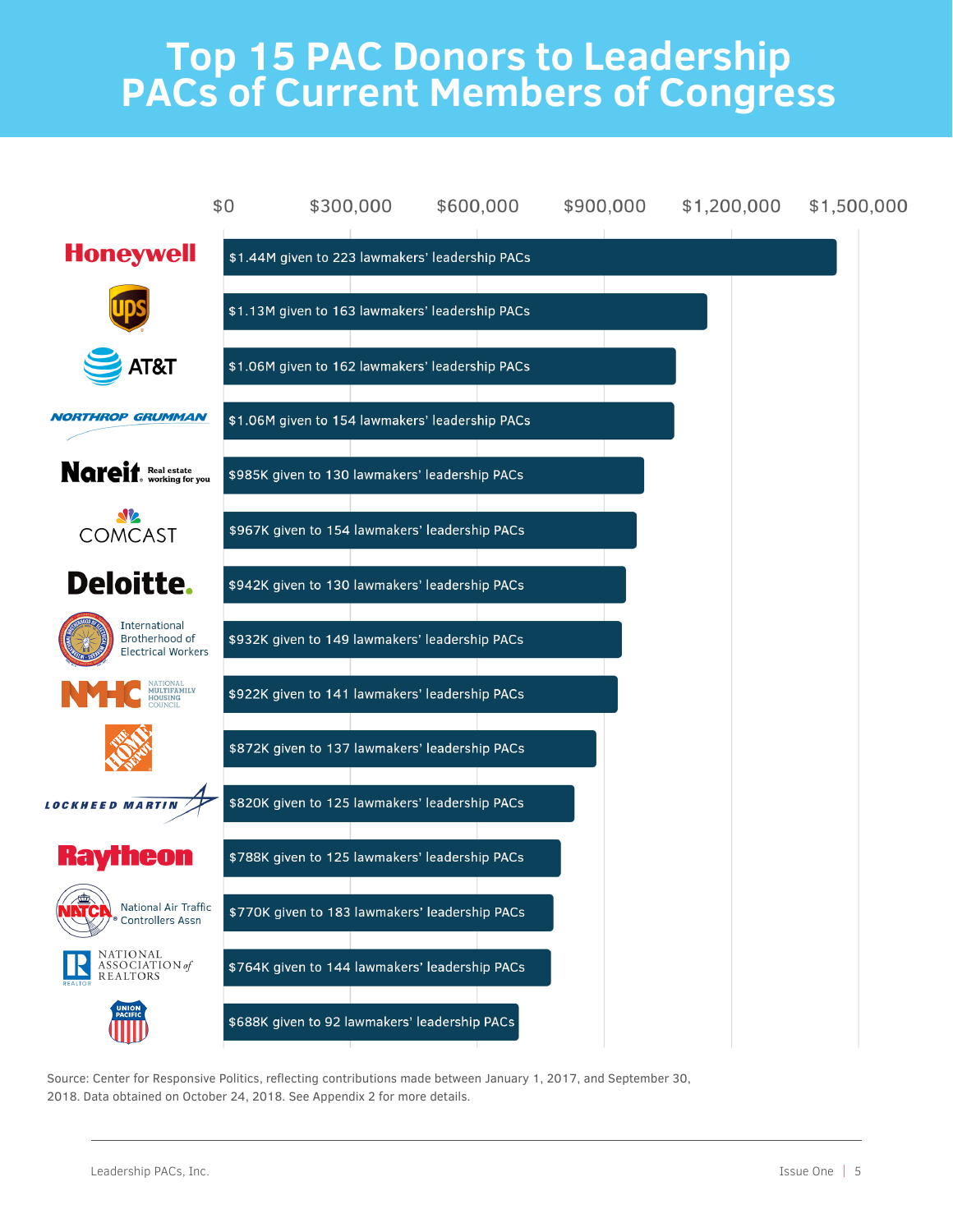# Top 15 PAC Donors to Leadership PACs of Current Members of Congress

| Donor | Amount |
| --- | --- |
| Honeywell | $1.44M given to 223 lawmakers' leadership PACs |
| UPS | $1.13M given to 163 lawmakers' leadership PACs |
| AT&T | $1.06M given to 162 lawmakers' leadership PACs |
| Northrop Grumman | $1.06M given to 154 lawmakers' leadership PACs |
| Nareit | $985K given to 130 lawmakers' leadership PACs |
| Comcast | $967K given to 154 lawmakers' leadership PACs |
| Deloitte | $942K given to 130 lawmakers' leadership PACs |
| International Brotherhood of Electrical Workers | $932K given to 149 lawmakers' leadership PACs |
| National Multifamily Housing Council | $922K given to 141 lawmakers' leadership PACs |
| The Home Depot | $872K given to 137 lawmakers' leadership PACs |
| Lockheed Martin | $820K given to 125 lawmakers' leadership PACs |
| Raytheon | $788K given to 125 lawmakers' leadership PACs |
| National Air Traffic Controllers Assn | $770K given to 183 lawmakers' leadership PACs |
| National Association of Realtors | $764K given to 144 lawmakers' leadership PACs |
| Union Pacific | $688K given to 92 lawmakers' leadership PACs |

Source: Center for Responsive Politics, reflecting contributions made between January 1, 2017, and September 30, 2018. Data obtained on October 24, 2018. See Appendix 2 for more details.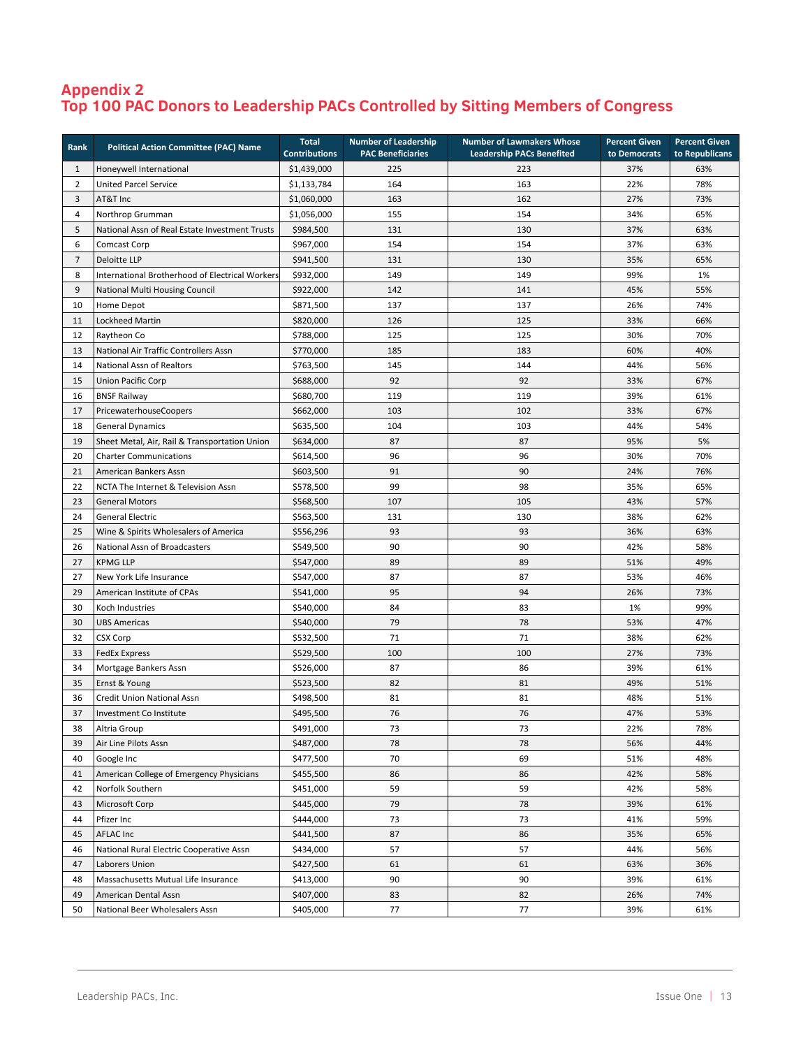## Appendix 2
## Top 100 PAC Donors to Leadership PACs Controlled by Sitting Members of Congress

| Rank | Political Action Committee (PAC) Name | Total Contributions | Number of Leadership PAC Beneficiaries | Number of Lawmakers Whose Leadership PACs Benefited | Percent Given to Democrats | Percent Given to Republicans |
|---|---|---|---|---|---|---|
| 1 | Honeywell International | $1,439,000 | 225 | 223 | 37% | 63% |
| 2 | United Parcel Service | $1,133,784 | 164 | 163 | 22% | 78% |
| 3 | AT&T Inc | $1,060,000 | 163 | 162 | 27% | 73% |
| 4 | Northrop Grumman | $1,056,000 | 155 | 154 | 34% | 65% |
| 5 | National Assn of Real Estate Investment Trusts | $984,500 | 131 | 130 | 37% | 63% |
| 6 | Comcast Corp | $967,000 | 154 | 154 | 37% | 63% |
| 7 | Deloitte LLP | $941,500 | 131 | 130 | 35% | 65% |
| 8 | International Brotherhood of Electrical Workers | $932,000 | 149 | 149 | 99% | 1% |
| 9 | National Multi Housing Council | $922,000 | 142 | 141 | 45% | 55% |
| 10 | Home Depot | $871,500 | 137 | 137 | 26% | 74% |
| 11 | Lockheed Martin | $820,000 | 126 | 125 | 33% | 66% |
| 12 | Raytheon Co | $788,000 | 125 | 125 | 30% | 70% |
| 13 | National Air Traffic Controllers Assn | $770,000 | 185 | 183 | 60% | 40% |
| 14 | National Assn of Realtors | $763,500 | 145 | 144 | 44% | 56% |
| 15 | Union Pacific Corp | $688,000 | 92 | 92 | 33% | 67% |
| 16 | BNSF Railway | $680,700 | 119 | 119 | 39% | 61% |
| 17 | PricewaterhouseCoopers | $662,000 | 103 | 102 | 33% | 67% |
| 18 | General Dynamics | $635,500 | 104 | 103 | 44% | 54% |
| 19 | Sheet Metal, Air, Rail & Transportation Union | $634,000 | 87 | 87 | 95% | 5% |
| 20 | Charter Communications | $614,500 | 96 | 96 | 30% | 70% |
| 21 | American Bankers Assn | $603,500 | 91 | 90 | 24% | 76% |
| 22 | NCTA The Internet & Television Assn | $578,500 | 99 | 98 | 35% | 65% |
| 23 | General Motors | $568,500 | 107 | 105 | 43% | 57% |
| 24 | General Electric | $563,500 | 131 | 130 | 38% | 62% |
| 25 | Wine & Spirits Wholesalers of America | $556,296 | 93 | 93 | 36% | 63% |
| 26 | National Assn of Broadcasters | $549,500 | 90 | 90 | 42% | 58% |
| 27 | KPMG LLP | $547,000 | 89 | 89 | 51% | 49% |
| 27 | New York Life Insurance | $547,000 | 87 | 87 | 53% | 46% |
| 29 | American Institute of CPAs | $541,000 | 95 | 94 | 26% | 73% |
| 30 | Koch Industries | $540,000 | 84 | 83 | 1% | 99% |
| 30 | UBS Americas | $540,000 | 79 | 78 | 53% | 47% |
| 32 | CSX Corp | $532,500 | 71 | 71 | 38% | 62% |
| 33 | FedEx Express | $529,500 | 100 | 100 | 27% | 73% |
| 34 | Mortgage Bankers Assn | $526,000 | 87 | 86 | 39% | 61% |
| 35 | Ernst & Young | $523,500 | 82 | 81 | 49% | 51% |
| 36 | Credit Union National Assn | $498,500 | 81 | 81 | 48% | 51% |
| 37 | Investment Co Institute | $495,500 | 76 | 76 | 47% | 53% |
| 38 | Altria Group | $491,000 | 73 | 73 | 22% | 78% |
| 39 | Air Line Pilots Assn | $487,000 | 78 | 78 | 56% | 44% |
| 40 | Google Inc | $477,500 | 70 | 69 | 51% | 48% |
| 41 | American College of Emergency Physicians | $455,500 | 86 | 86 | 42% | 58% |
| 42 | Norfolk Southern | $451,000 | 59 | 59 | 42% | 58% |
| 43 | Microsoft Corp | $445,000 | 79 | 78 | 39% | 61% |
| 44 | Pfizer Inc | $444,000 | 73 | 73 | 41% | 59% |
| 45 | AFLAC Inc | $441,500 | 87 | 86 | 35% | 65% |
| 46 | National Rural Electric Cooperative Assn | $434,000 | 57 | 57 | 44% | 56% |
| 47 | Laborers Union | $427,500 | 61 | 61 | 63% | 36% |
| 48 | Massachusetts Mutual Life Insurance | $413,000 | 90 | 90 | 39% | 61% |
| 49 | American Dental Assn | $407,000 | 83 | 82 | 26% | 74% |
| 50 | National Beer Wholesalers Assn | $405,000 | 77 | 77 | 39% | 61% |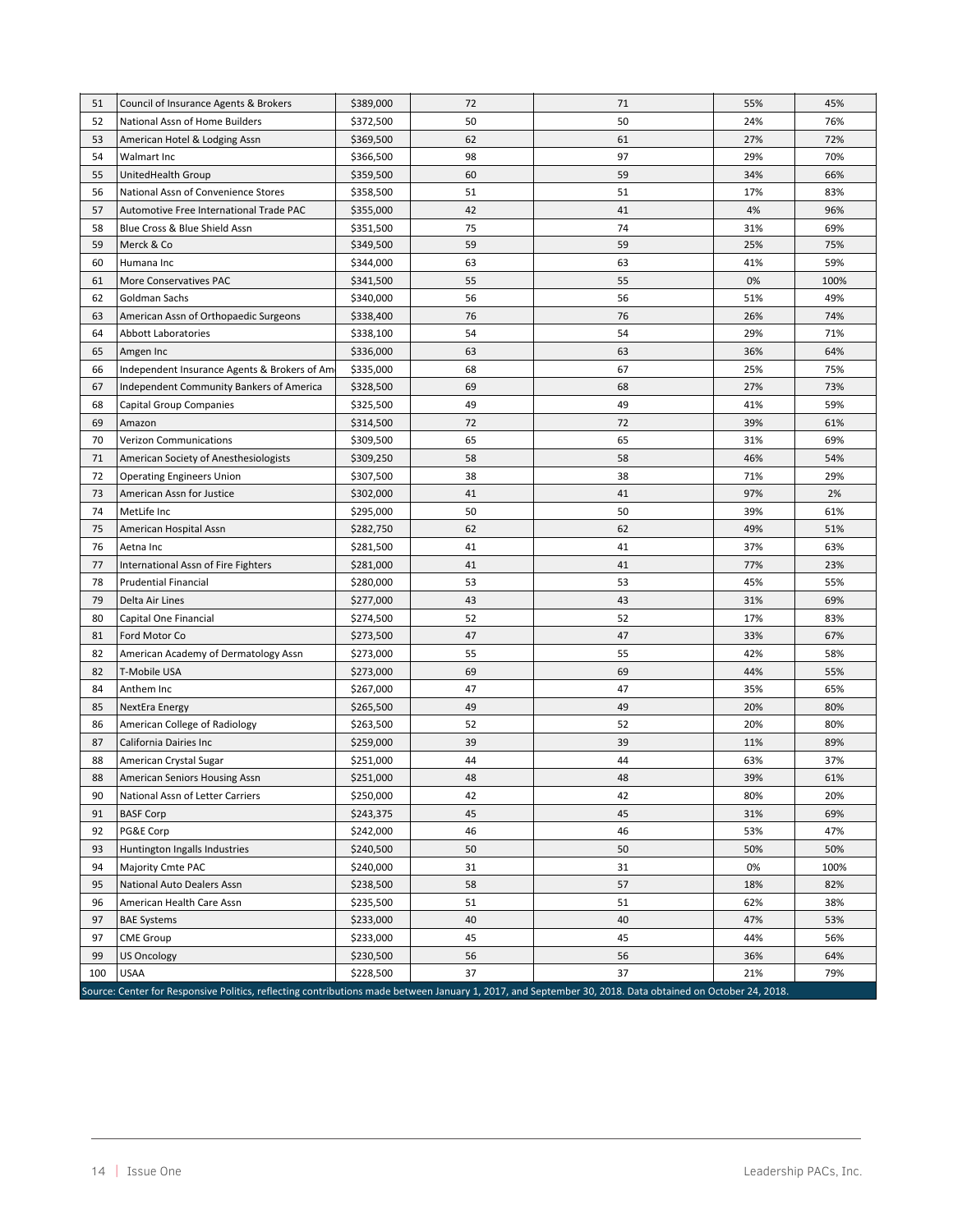| | | | | | | |
|---|---|---|---|---|---|---|
| 51 | Council of Insurance Agents & Brokers | $389,000 | 72 | 71 | 55% | 45% |
| 52 | National Assn of Home Builders | $372,500 | 50 | 50 | 24% | 76% |
| 53 | American Hotel & Lodging Assn | $369,500 | 62 | 61 | 27% | 72% |
| 54 | Walmart Inc | $366,500 | 98 | 97 | 29% | 70% |
| 55 | UnitedHealth Group | $359,500 | 60 | 59 | 34% | 66% |
| 56 | National Assn of Convenience Stores | $358,500 | 51 | 51 | 17% | 83% |
| 57 | Automotive Free International Trade PAC | $355,000 | 42 | 41 | 4% | 96% |
| 58 | Blue Cross & Blue Shield Assn | $351,500 | 75 | 74 | 31% | 69% |
| 59 | Merck & Co | $349,500 | 59 | 59 | 25% | 75% |
| 60 | Humana Inc | $344,000 | 63 | 63 | 41% | 59% |
| 61 | More Conservatives PAC | $341,500 | 55 | 55 | 0% | 100% |
| 62 | Goldman Sachs | $340,000 | 56 | 56 | 51% | 49% |
| 63 | American Assn of Orthopaedic Surgeons | $338,400 | 76 | 76 | 26% | 74% |
| 64 | Abbott Laboratories | $338,100 | 54 | 54 | 29% | 71% |
| 65 | Amgen Inc | $336,000 | 63 | 63 | 36% | 64% |
| 66 | Independent Insurance Agents & Brokers of Am | $335,000 | 68 | 67 | 25% | 75% |
| 67 | Independent Community Bankers of America | $328,500 | 69 | 68 | 27% | 73% |
| 68 | Capital Group Companies | $325,500 | 49 | 49 | 41% | 59% |
| 69 | Amazon | $314,500 | 72 | 72 | 39% | 61% |
| 70 | Verizon Communications | $309,500 | 65 | 65 | 31% | 69% |
| 71 | American Society of Anesthesiologists | $309,250 | 58 | 58 | 46% | 54% |
| 72 | Operating Engineers Union | $307,500 | 38 | 38 | 71% | 29% |
| 73 | American Assn for Justice | $302,000 | 41 | 41 | 97% | 2% |
| 74 | MetLife Inc | $295,000 | 50 | 50 | 39% | 61% |
| 75 | American Hospital Assn | $282,750 | 62 | 62 | 49% | 51% |
| 76 | Aetna Inc | $281,500 | 41 | 41 | 37% | 63% |
| 77 | International Assn of Fire Fighters | $281,000 | 41 | 41 | 77% | 23% |
| 78 | Prudential Financial | $280,000 | 53 | 53 | 45% | 55% |
| 79 | Delta Air Lines | $277,000 | 43 | 43 | 31% | 69% |
| 80 | Capital One Financial | $274,500 | 52 | 52 | 17% | 83% |
| 81 | Ford Motor Co | $273,500 | 47 | 47 | 33% | 67% |
| 82 | American Academy of Dermatology Assn | $273,000 | 55 | 55 | 42% | 58% |
| 82 | T-Mobile USA | $273,000 | 69 | 69 | 44% | 55% |
| 84 | Anthem Inc | $267,000 | 47 | 47 | 35% | 65% |
| 85 | NextEra Energy | $265,500 | 49 | 49 | 20% | 80% |
| 86 | American College of Radiology | $263,500 | 52 | 52 | 20% | 80% |
| 87 | California Dairies Inc | $259,000 | 39 | 39 | 11% | 89% |
| 88 | American Crystal Sugar | $251,000 | 44 | 44 | 63% | 37% |
| 88 | American Seniors Housing Assn | $251,000 | 48 | 48 | 39% | 61% |
| 90 | National Assn of Letter Carriers | $250,000 | 42 | 42 | 80% | 20% |
| 91 | BASF Corp | $243,375 | 45 | 45 | 31% | 69% |
| 92 | PG&E Corp | $242,000 | 46 | 46 | 53% | 47% |
| 93 | Huntington Ingalls Industries | $240,500 | 50 | 50 | 50% | 50% |
| 94 | Majority Cmte PAC | $240,000 | 31 | 31 | 0% | 100% |
| 95 | National Auto Dealers Assn | $238,500 | 58 | 57 | 18% | 82% |
| 96 | American Health Care Assn | $235,500 | 51 | 51 | 62% | 38% |
| 97 | BAE Systems | $233,000 | 40 | 40 | 47% | 53% |
| 97 | CME Group | $233,000 | 45 | 45 | 44% | 56% |
| 99 | US Oncology | $230,500 | 56 | 56 | 36% | 64% |
| 100 | USAA | $228,500 | 37 | 37 | 21% | 79% |

Source: Center for Responsive Politics, reflecting contributions made between January 1, 2017, and September 30, 2018. Data obtained on October 24, 2018.